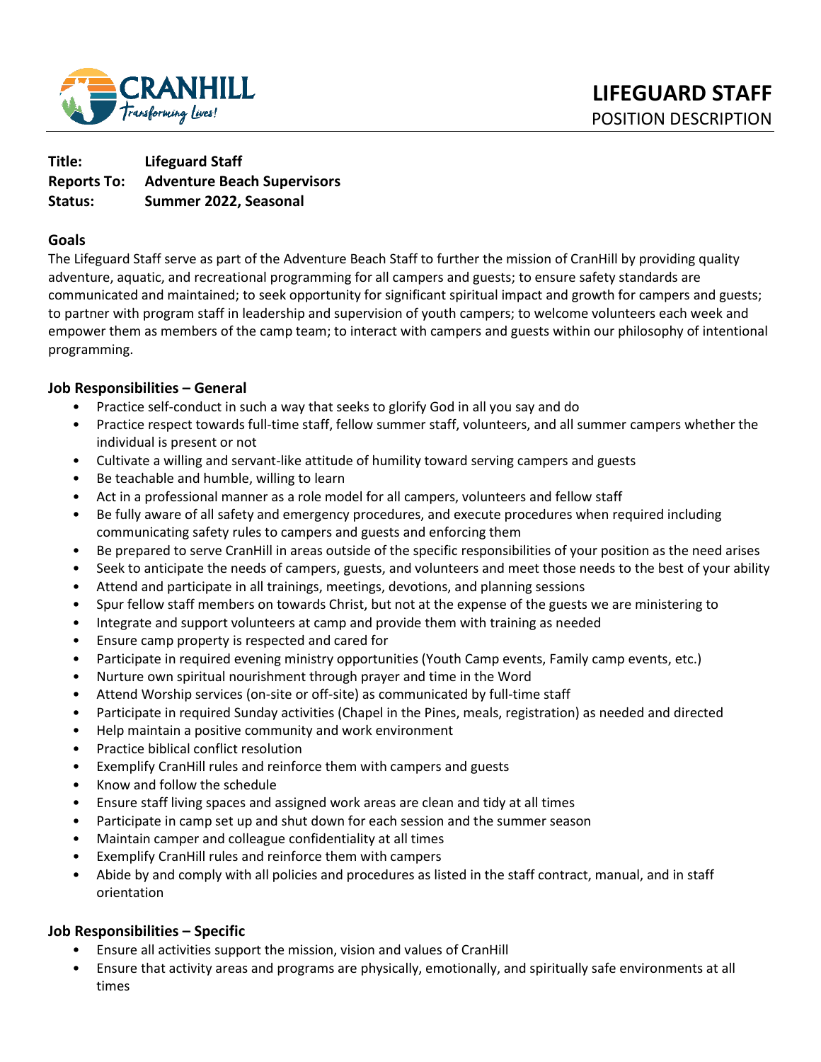# LIFEGUARD STAFF

POSITION DESCRIPTION

**Title:** **Lifeguard Staff**
**Reports To:** **Adventure Beach Supervisors**
**Status:** **Summer 2022, Seasonal**

## Goals

The Lifeguard Staff serve as part of the Adventure Beach Staff to further the mission of CranHill by providing quality adventure, aquatic, and recreational programming for all campers and guests; to ensure safety standards are communicated and maintained; to seek opportunity for significant spiritual impact and growth for campers and guests; to partner with program staff in leadership and supervision of youth campers; to welcome volunteers each week and empower them as members of the camp team; to interact with campers and guests within our philosophy of intentional programming.

## Job Responsibilities – General

- Practice self-conduct in such a way that seeks to glorify God in all you say and do
- Practice respect towards full-time staff, fellow summer staff, volunteers, and all summer campers whether the individual is present or not
- Cultivate a willing and servant-like attitude of humility toward serving campers and guests
- Be teachable and humble, willing to learn
- Act in a professional manner as a role model for all campers, volunteers and fellow staff
- Be fully aware of all safety and emergency procedures, and execute procedures when required including communicating safety rules to campers and guests and enforcing them
- Be prepared to serve CranHill in areas outside of the specific responsibilities of your position as the need arises
- Seek to anticipate the needs of campers, guests, and volunteers and meet those needs to the best of your ability
- Attend and participate in all trainings, meetings, devotions, and planning sessions
- Spur fellow staff members on towards Christ, but not at the expense of the guests we are ministering to
- Integrate and support volunteers at camp and provide them with training as needed
- Ensure camp property is respected and cared for
- Participate in required evening ministry opportunities (Youth Camp events, Family camp events, etc.)
- Nurture own spiritual nourishment through prayer and time in the Word
- Attend Worship services (on-site or off-site) as communicated by full-time staff
- Participate in required Sunday activities (Chapel in the Pines, meals, registration) as needed and directed
- Help maintain a positive community and work environment
- Practice biblical conflict resolution
- Exemplify CranHill rules and reinforce them with campers and guests
- Know and follow the schedule
- Ensure staff living spaces and assigned work areas are clean and tidy at all times
- Participate in camp set up and shut down for each session and the summer season
- Maintain camper and colleague confidentiality at all times
- Exemplify CranHill rules and reinforce them with campers
- Abide by and comply with all policies and procedures as listed in the staff contract, manual, and in staff orientation

## Job Responsibilities – Specific

- Ensure all activities support the mission, vision and values of CranHill
- Ensure that activity areas and programs are physically, emotionally, and spiritually safe environments at all times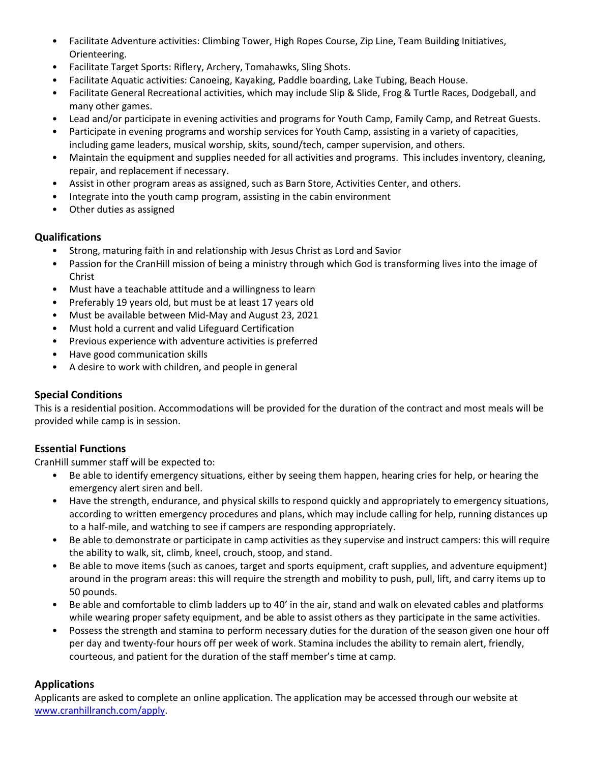- Facilitate Adventure activities: Climbing Tower, High Ropes Course, Zip Line, Team Building Initiatives, Orienteering.
- Facilitate Target Sports: Riflery, Archery, Tomahawks, Sling Shots.
- Facilitate Aquatic activities: Canoeing, Kayaking, Paddle boarding, Lake Tubing, Beach House.
- Facilitate General Recreational activities, which may include Slip & Slide, Frog & Turtle Races, Dodgeball, and many other games.
- Lead and/or participate in evening activities and programs for Youth Camp, Family Camp, and Retreat Guests.
- Participate in evening programs and worship services for Youth Camp, assisting in a variety of capacities, including game leaders, musical worship, skits, sound/tech, camper supervision, and others.
- Maintain the equipment and supplies needed for all activities and programs. This includes inventory, cleaning, repair, and replacement if necessary.
- Assist in other program areas as assigned, such as Barn Store, Activities Center, and others.
- Integrate into the youth camp program, assisting in the cabin environment
- Other duties as assigned

## Qualifications

- Strong, maturing faith in and relationship with Jesus Christ as Lord and Savior
- Passion for the CranHill mission of being a ministry through which God is transforming lives into the image of Christ
- Must have a teachable attitude and a willingness to learn
- Preferably 19 years old, but must be at least 17 years old
- Must be available between Mid-May and August 23, 2021
- Must hold a current and valid Lifeguard Certification
- Previous experience with adventure activities is preferred
- Have good communication skills
- A desire to work with children, and people in general

## Special Conditions

This is a residential position. Accommodations will be provided for the duration of the contract and most meals will be provided while camp is in session.

## Essential Functions

CranHill summer staff will be expected to:

- Be able to identify emergency situations, either by seeing them happen, hearing cries for help, or hearing the emergency alert siren and bell.
- Have the strength, endurance, and physical skills to respond quickly and appropriately to emergency situations, according to written emergency procedures and plans, which may include calling for help, running distances up to a half-mile, and watching to see if campers are responding appropriately.
- Be able to demonstrate or participate in camp activities as they supervise and instruct campers: this will require the ability to walk, sit, climb, kneel, crouch, stoop, and stand.
- Be able to move items (such as canoes, target and sports equipment, craft supplies, and adventure equipment) around in the program areas: this will require the strength and mobility to push, pull, lift, and carry items up to 50 pounds.
- Be able and comfortable to climb ladders up to 40' in the air, stand and walk on elevated cables and platforms while wearing proper safety equipment, and be able to assist others as they participate in the same activities.
- Possess the strength and stamina to perform necessary duties for the duration of the season given one hour off per day and twenty-four hours off per week of work. Stamina includes the ability to remain alert, friendly, courteous, and patient for the duration of the staff member's time at camp.

## Applications

Applicants are asked to complete an online application. The application may be accessed through our website at [www.cranhillranch.com/apply](http://www.cranhillranch.com/apply).